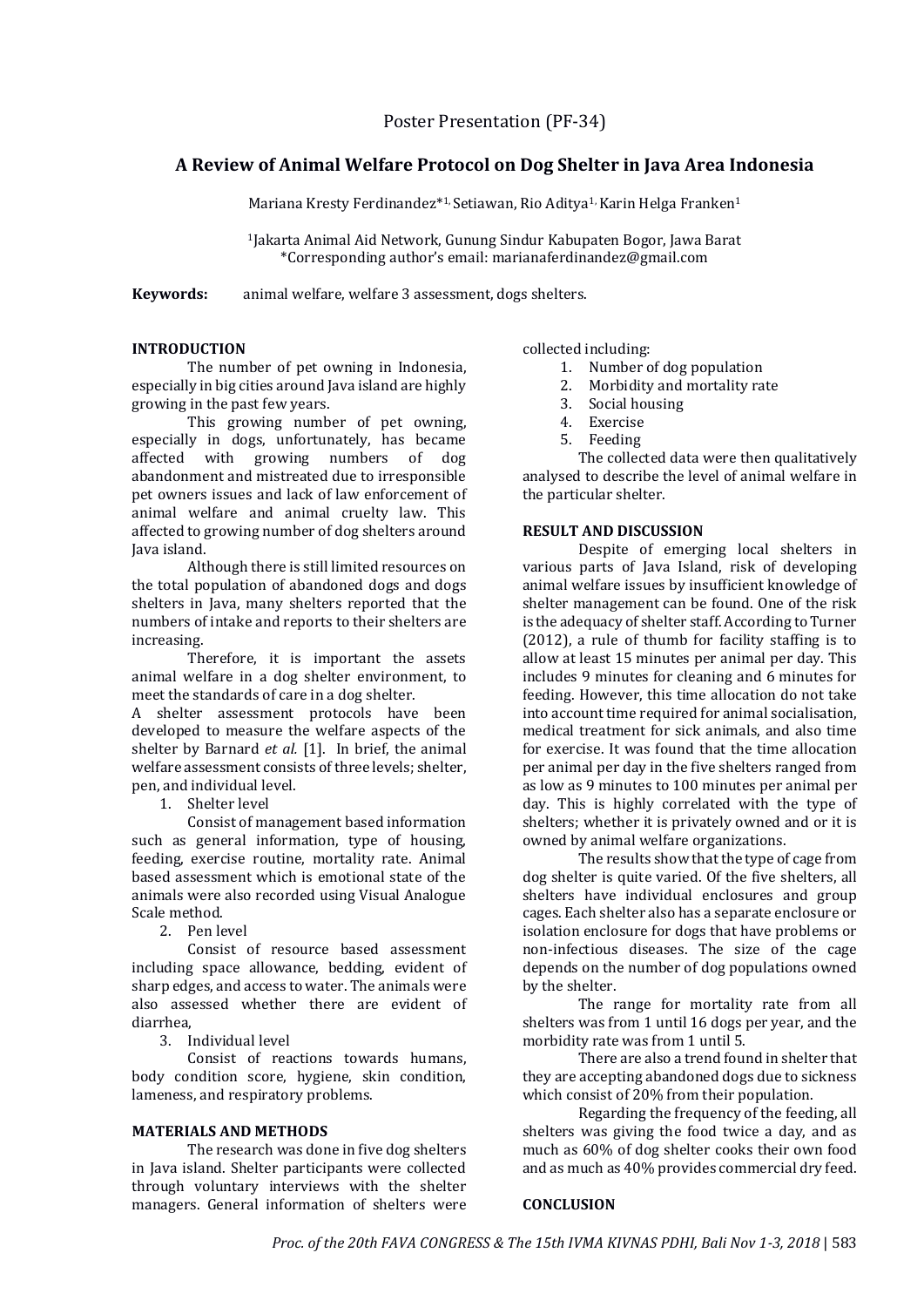Poster Presentation (PF-34)

# A Review of Animal Welfare Protocol on Dog Shelter in Java Area Indonesia

Mariana Kresty Ferdinandez*[1], Setiawan, Rio Aditya[1], Karin Helga Franken[1]

[1]Jakarta Animal Aid Network, Gunung Sindur Kabupaten Bogor, Jawa Barat
*Corresponding author's email: marianaferdinandez@gmail.com

**Keywords:** animal welfare, welfare 3 assessment, dogs shelters.

## INTRODUCTION

The number of pet owning in Indonesia, especially in big cities around Java island are highly growing in the past few years.

This growing number of pet owning, especially in dogs, unfortunately, has became affected with growing numbers of dog abandonment and mistreated due to irresponsible pet owners issues and lack of law enforcement of animal welfare and animal cruelty law. This affected to growing number of dog shelters around Java island.

Although there is still limited resources on the total population of abandoned dogs and dogs shelters in Java, many shelters reported that the numbers of intake and reports to their shelters are increasing.

Therefore, it is important the assets animal welfare in a dog shelter environment, to meet the standards of care in a dog shelter.

A shelter assessment protocols have been developed to measure the welfare aspects of the shelter by Barnard *et al.* [1]. In brief, the animal welfare assessment consists of three levels; shelter, pen, and individual level.

1. Shelter level

   Consist of management based information such as general information, type of housing, feeding, exercise routine, mortality rate. Animal based assessment which is emotional state of the animals were also recorded using Visual Analogue Scale method.

2. Pen level

   Consist of resource based assessment including space allowance, bedding, evident of sharp edges, and access to water. The animals were also assessed whether there are evident of diarrhea,

3. Individual level

   Consist of reactions towards humans, body condition score, hygiene, skin condition, lameness, and respiratory problems.

## MATERIALS AND METHODS

The research was done in five dog shelters in Java island. Shelter participants were collected through voluntary interviews with the shelter managers. General information of shelters were collected including:

1. Number of dog population
2. Morbidity and mortality rate
3. Social housing
4. Exercise
5. Feeding

The collected data were then qualitatively analysed to describe the level of animal welfare in the particular shelter.

## RESULT AND DISCUSSION

Despite of emerging local shelters in various parts of Java Island, risk of developing animal welfare issues by insufficient knowledge of shelter management can be found. One of the risk is the adequacy of shelter staff. According to Turner (2012), a rule of thumb for facility staffing is to allow at least 15 minutes per animal per day. This includes 9 minutes for cleaning and 6 minutes for feeding. However, this time allocation do not take into account time required for animal socialisation, medical treatment for sick animals, and also time for exercise. It was found that the time allocation per animal per day in the five shelters ranged from as low as 9 minutes to 100 minutes per animal per day. This is highly correlated with the type of shelters; whether it is privately owned and or it is owned by animal welfare organizations.

The results show that the type of cage from dog shelter is quite varied. Of the five shelters, all shelters have individual enclosures and group cages. Each shelter also has a separate enclosure or isolation enclosure for dogs that have problems or non-infectious diseases. The size of the cage depends on the number of dog populations owned by the shelter.

The range for mortality rate from all shelters was from 1 until 16 dogs per year, and the morbidity rate was from 1 until 5.

There are also a trend found in shelter that they are accepting abandoned dogs due to sickness which consist of 20% from their population.

Regarding the frequency of the feeding, all shelters was giving the food twice a day, and as much as 60% of dog shelter cooks their own food and as much as 40% provides commercial dry feed.

## CONCLUSION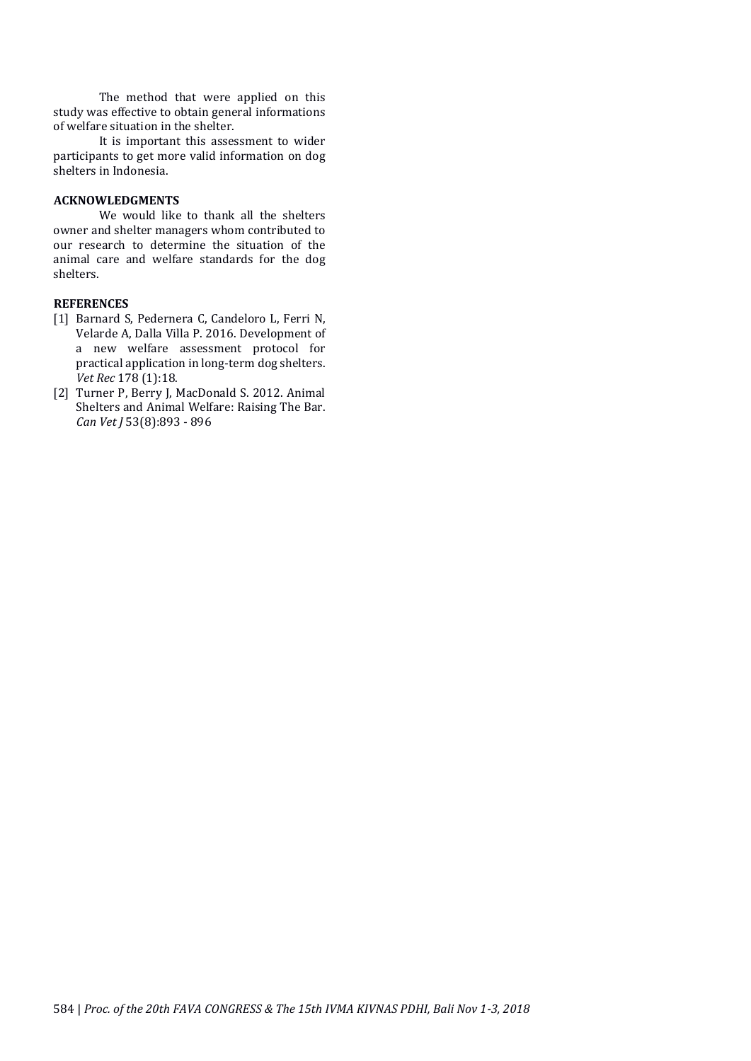The method that were applied on this study was effective to obtain general informations of welfare situation in the shelter.

It is important this assessment to wider participants to get more valid information on dog shelters in Indonesia.

## ACKNOWLEDGMENTS

We would like to thank all the shelters owner and shelter managers whom contributed to our research to determine the situation of the animal care and welfare standards for the dog shelters.

## REFERENCES

[1] Barnard S, Pedernera C, Candeloro L, Ferri N, Velarde A, Dalla Villa P. 2016. Development of a new welfare assessment protocol for practical application in long-term dog shelters. *Vet Rec* 178 (1):18.

[2] Turner P, Berry J, MacDonald S. 2012. Animal Shelters and Animal Welfare: Raising The Bar. *Can Vet J* 53(8):893 - 896